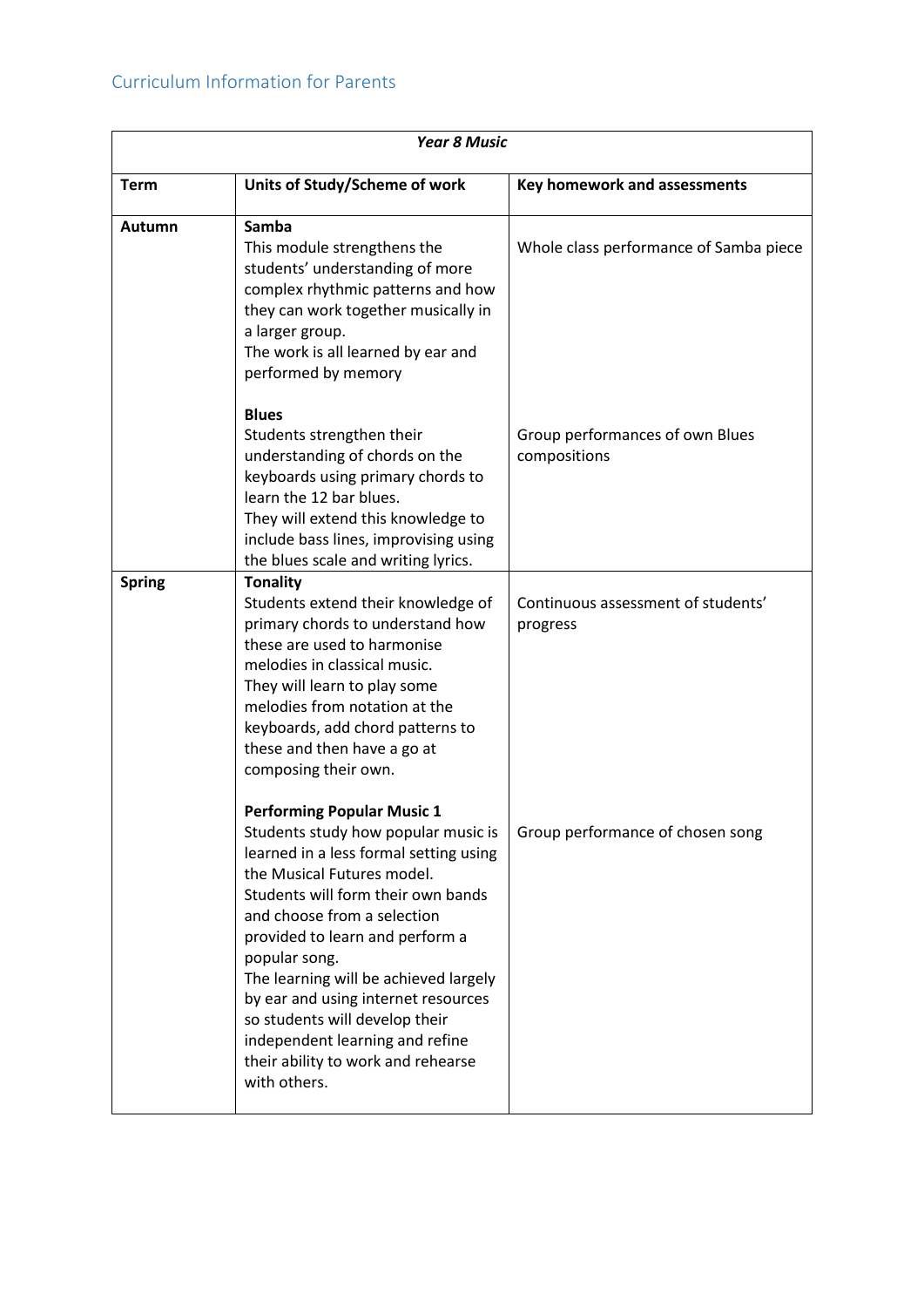## Curriculum Information for Parents

| ***Year 8 Music*** | | |
|---|---|---|
| **Term** | **Units of Study/Scheme of work** | **Key homework and assessments** |
| **Autumn** | **Samba**<br>This module strengthens the students' understanding of more complex rhythmic patterns and how they can work together musically in a larger group.<br>The work is all learned by ear and performed by memory<br><br>**Blues**<br>Students strengthen their understanding of chords on the keyboards using primary chords to learn the 12 bar blues.<br>They will extend this knowledge to include bass lines, improvising using the blues scale and writing lyrics. | Whole class performance of Samba piece<br><br>Group performances of own Blues compositions |
| **Spring** | **Tonality**<br>Students extend their knowledge of primary chords to understand how these are used to harmonise melodies in classical music.<br>They will learn to play some melodies from notation at the keyboards, add chord patterns to these and then have a go at composing their own.<br><br>**Performing Popular Music 1**<br>Students study how popular music is learned in a less formal setting using the Musical Futures model.<br>Students will form their own bands and choose from a selection provided to learn and perform a popular song.<br>The learning will be achieved largely by ear and using internet resources so students will develop their independent learning and refine their ability to work and rehearse with others. | Continuous assessment of students' progress<br><br>Group performance of chosen song |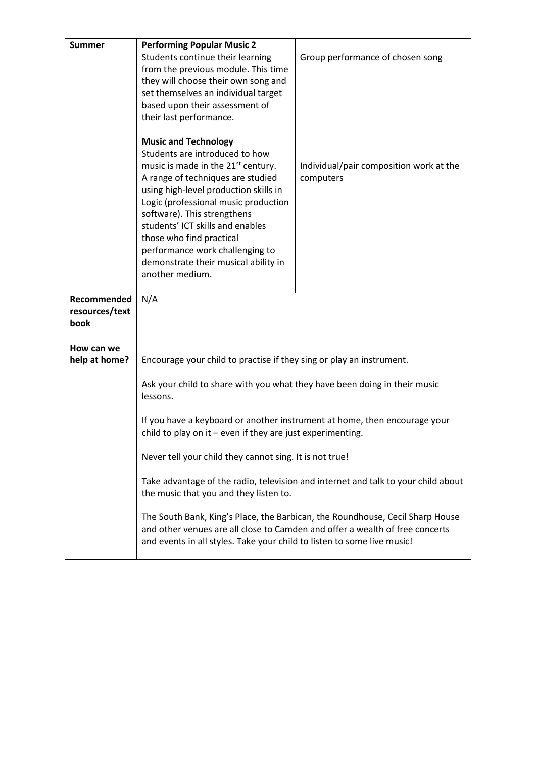| | | |
|---|---|---|
| **Summer** | **Performing Popular Music 2**<br>Students continue their learning from the previous module. This time they will choose their own song and set themselves an individual target based upon their assessment of their last performance.<br><br>**Music and Technology**<br>Students are introduced to how music is made in the 21st century. A range of techniques are studied using high-level production skills in Logic (professional music production software). This strengthens students' ICT skills and enables those who find practical performance work challenging to demonstrate their musical ability in another medium. | Group performance of chosen song<br><br>Individual/pair composition work at the computers |
| **Recommended resources/text book** | N/A | |
| **How can we help at home?** | Encourage your child to practise if they sing or play an instrument.<br><br>Ask your child to share with you what they have been doing in their music lessons.<br><br>If you have a keyboard or another instrument at home, then encourage your child to play on it – even if they are just experimenting.<br><br>Never tell your child they cannot sing. It is not true!<br><br>Take advantage of the radio, television and internet and talk to your child about the music that you and they listen to.<br><br>The South Bank, King's Place, the Barbican, the Roundhouse, Cecil Sharp House and other venues are all close to Camden and offer a wealth of free concerts and events in all styles. Take your child to listen to some live music! | |